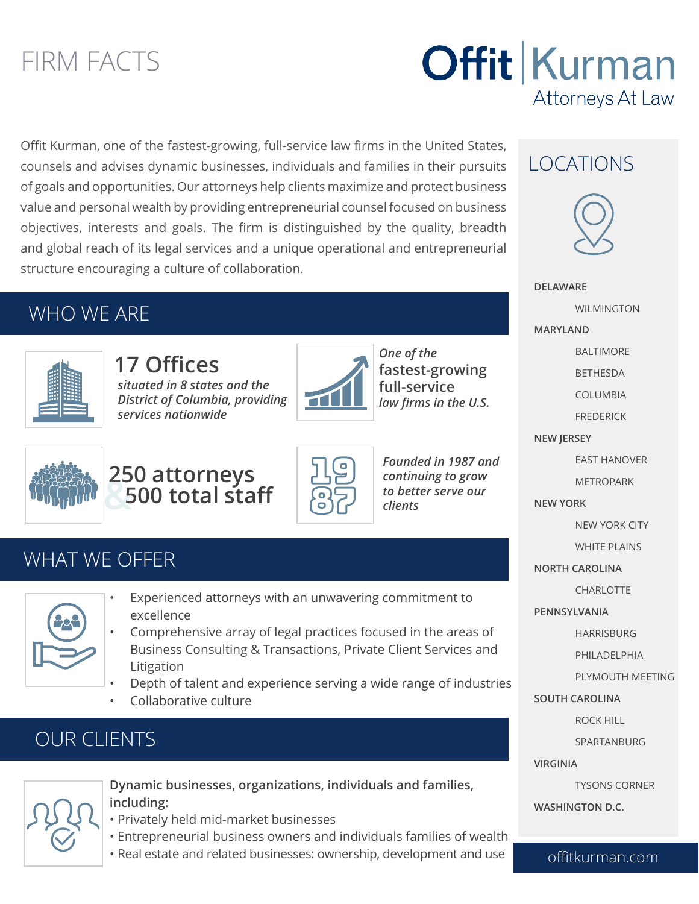# FIRM FACTS

**Offit | Kurman**
Attorneys At Law

Offit Kurman, one of the fastest-growing, full-service law firms in the United States, counsels and advises dynamic businesses, individuals and families in their pursuits of goals and opportunities. Our attorneys help clients maximize and protect business value and personal wealth by providing entrepreneurial counsel focused on business objectives, interests and goals. The firm is distinguished by the quality, breadth and global reach of its legal services and a unique operational and entrepreneurial structure encouraging a culture of collaboration.

## WHO WE ARE

**17 Offices**
*situated in 8 states and the District of Columbia, providing services nationwide*

*One of the* **fastest-growing full-service** *law firms in the U.S.*

**250 attorneys & 500 total staff**

1987

*Founded in 1987 and continuing to grow to better serve our clients*

## WHAT WE OFFER

- Experienced attorneys with an unwavering commitment to excellence
- Comprehensive array of legal practices focused in the areas of Business Consulting & Transactions, Private Client Services and Litigation
- Depth of talent and experience serving a wide range of industries
- Collaborative culture

## OUR CLIENTS

**Dynamic businesses, organizations, individuals and families, including:**

- Privately held mid-market businesses
- Entrepreneurial business owners and individuals families of wealth
- Real estate and related businesses: ownership, development and use

## LOCATIONS

**DELAWARE**
- WILMINGTON

**MARYLAND**
- BALTIMORE
- BETHESDA
- COLUMBIA
- FREDERICK

**NEW JERSEY**
- EAST HANOVER
- METROPARK

**NEW YORK**
- NEW YORK CITY
- WHITE PLAINS

**NORTH CAROLINA**
- CHARLOTTE

**PENNSYLVANIA**
- HARRISBURG
- PHILADELPHIA
- PLYMOUTH MEETING

**SOUTH CAROLINA**
- ROCK HILL
- SPARTANBURG

**VIRGINIA**
- TYSONS CORNER

**WASHINGTON D.C.**

offitkurman.com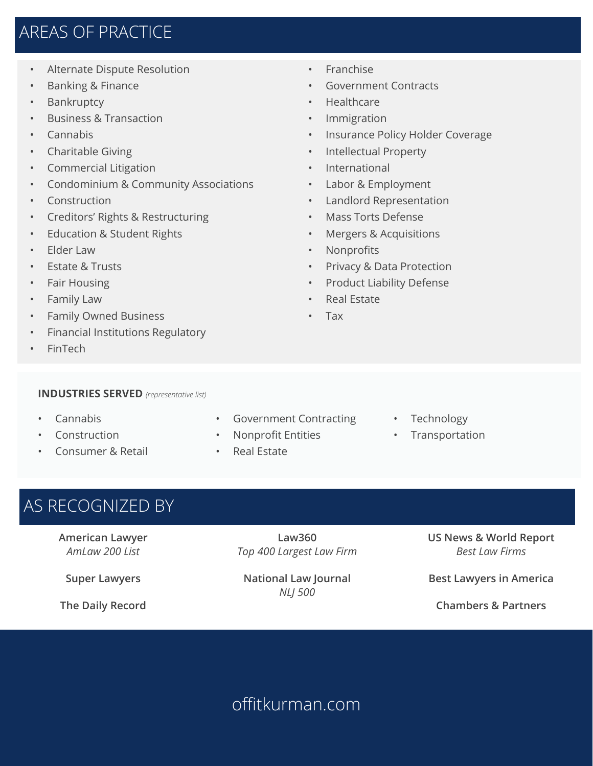# AREAS OF PRACTICE

- Alternate Dispute Resolution
- Banking & Finance
- Bankruptcy
- Business & Transaction
- Cannabis
- Charitable Giving
- Commercial Litigation
- Condominium & Community Associations
- Construction
- Creditors' Rights & Restructuring
- Education & Student Rights
- Elder Law
- Estate & Trusts
- Fair Housing
- Family Law
- Family Owned Business
- Financial Institutions Regulatory
- FinTech
- Franchise
- Government Contracts
- Healthcare
- Immigration
- Insurance Policy Holder Coverage
- Intellectual Property
- International
- Labor & Employment
- Landlord Representation
- Mass Torts Defense
- Mergers & Acquisitions
- Nonprofits
- Privacy & Data Protection
- Product Liability Defense
- Real Estate
- Tax

**INDUSTRIES SERVED** *(representative list)*

- Cannabis
- Construction
- Consumer & Retail
- Government Contracting
- Nonprofit Entities
- Real Estate
- Technology
- Transportation

# AS RECOGNIZED BY

**American Lawyer**
*AmLaw 200 List*

**Law360**
*Top 400 Largest Law Firm*

**US News & World Report**
*Best Law Firms*

**Super Lawyers**

**National Law Journal**
*NLJ 500*

**Best Lawyers in America**

**The Daily Record**

**Chambers & Partners**

offitkurman.com